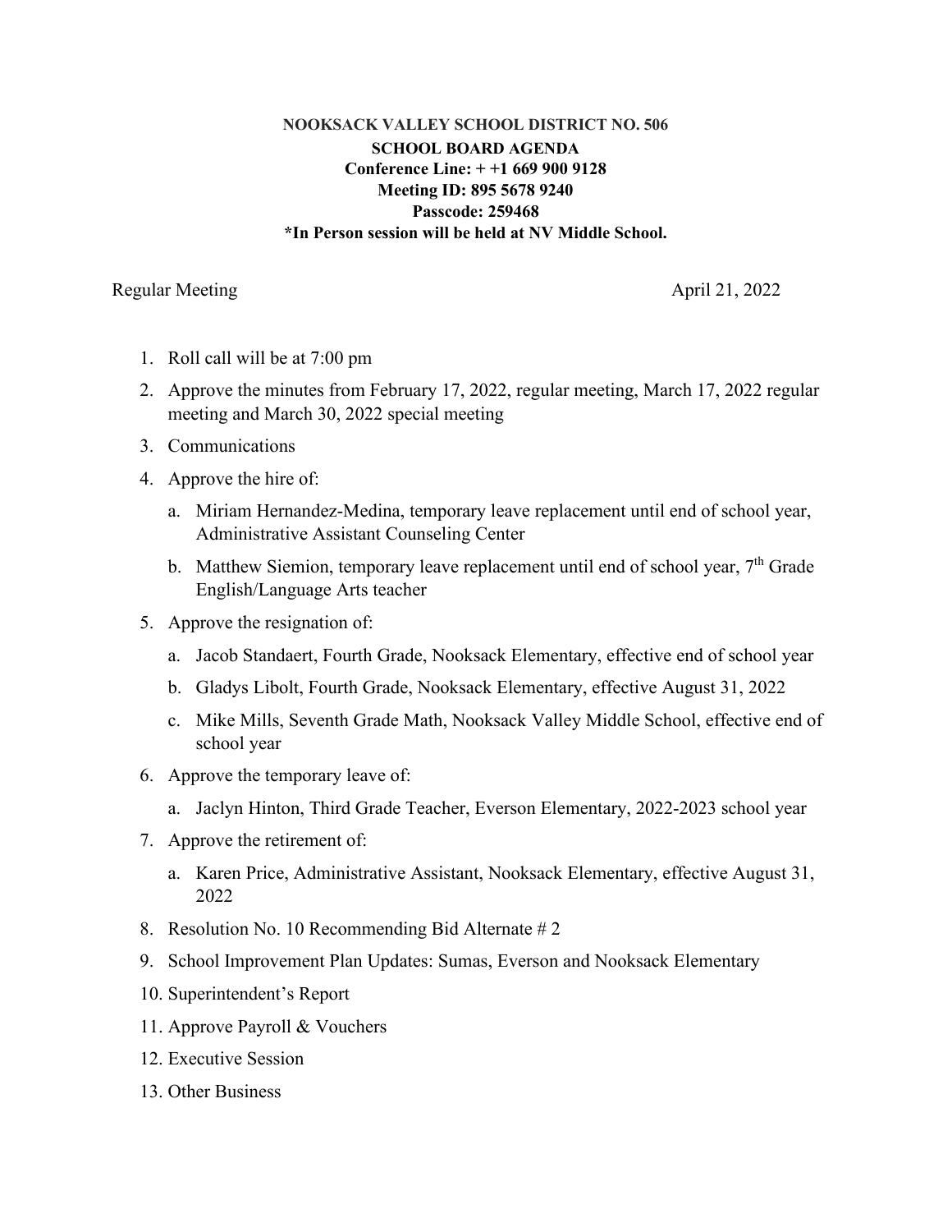**NOOKSACK VALLEY SCHOOL DISTRICT NO. 506**

**SCHOOL BOARD AGENDA**

**Conference Line: + +1 669 900 9128**

**Meeting ID: 895 5678 9240**

**Passcode: 259468**

**\*In Person session will be held at NV Middle School.**

Regular Meeting April 21, 2022

1. Roll call will be at 7:00 pm
2. Approve the minutes from February 17, 2022, regular meeting, March 17, 2022 regular meeting and March 30, 2022 special meeting
3. Communications
4. Approve the hire of:
   a. Miriam Hernandez-Medina, temporary leave replacement until end of school year, Administrative Assistant Counseling Center
   b. Matthew Siemion, temporary leave replacement until end of school year, 7th Grade English/Language Arts teacher
5. Approve the resignation of:
   a. Jacob Standaert, Fourth Grade, Nooksack Elementary, effective end of school year
   b. Gladys Libolt, Fourth Grade, Nooksack Elementary, effective August 31, 2022
   c. Mike Mills, Seventh Grade Math, Nooksack Valley Middle School, effective end of school year
6. Approve the temporary leave of:
   a. Jaclyn Hinton, Third Grade Teacher, Everson Elementary, 2022-2023 school year
7. Approve the retirement of:
   a. Karen Price, Administrative Assistant, Nooksack Elementary, effective August 31, 2022
8. Resolution No. 10 Recommending Bid Alternate # 2
9. School Improvement Plan Updates: Sumas, Everson and Nooksack Elementary
10. Superintendent's Report
11. Approve Payroll & Vouchers
12. Executive Session
13. Other Business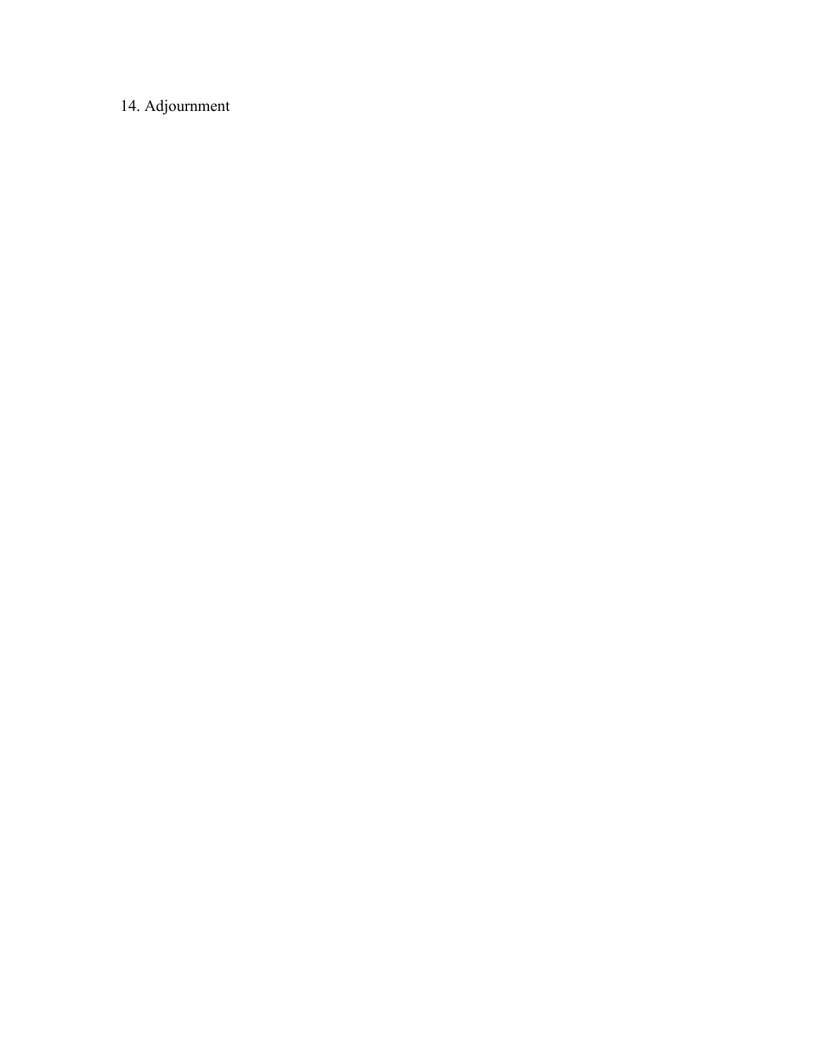14. Adjournment